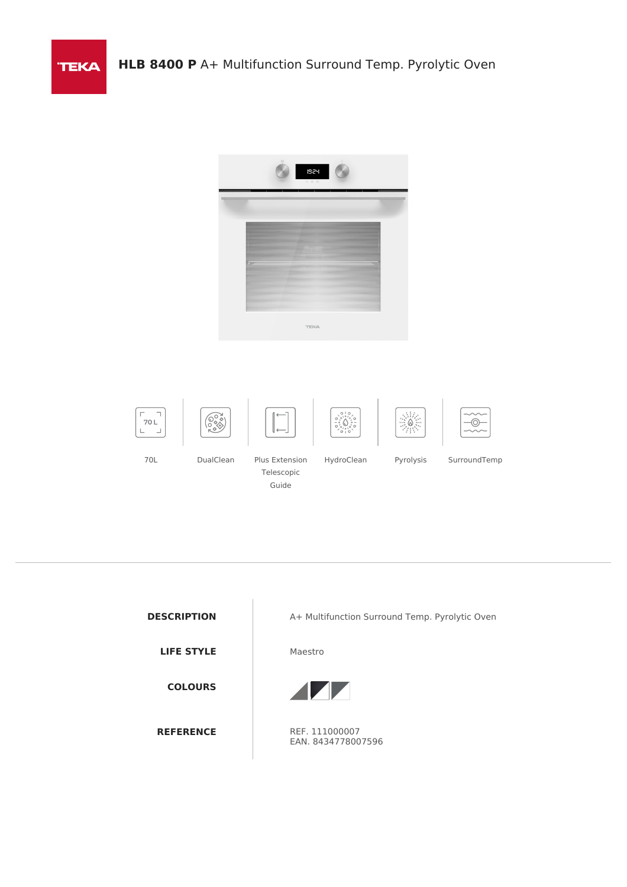# **HLB 8400 P** A+ Multifunction Surround Temp. Pyrolytic Oven

70L | DualClean | Plus Extension Telescopic Guide | HydroClean | Pyrolysis | SurroundTemp

| | |
|---|---|
| **DESCRIPTION** | A+ Multifunction Surround Temp. Pyrolytic Oven |
| **LIFE STYLE** | Maestro |
| **COLOURS** | |
| **REFERENCE** | REF. 111000007<br>EAN. 8434778007596 |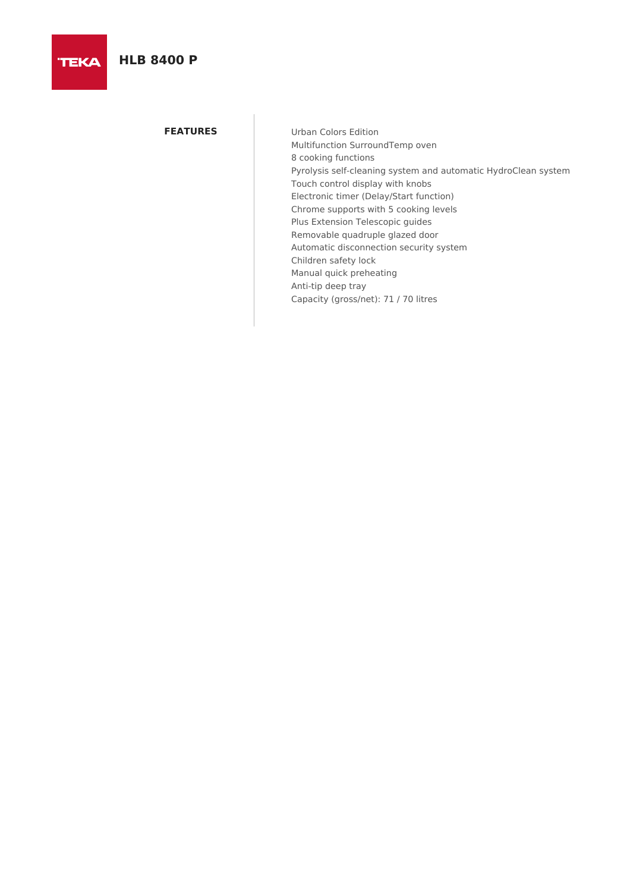# HLB 8400 P

## FEATURES

Urban Colors Edition
Multifunction SurroundTemp oven
8 cooking functions
Pyrolysis self-cleaning system and automatic HydroClean system
Touch control display with knobs
Electronic timer (Delay/Start function)
Chrome supports with 5 cooking levels
Plus Extension Telescopic guides
Removable quadruple glazed door
Automatic disconnection security system
Children safety lock
Manual quick preheating
Anti-tip deep tray
Capacity (gross/net): 71 / 70 litres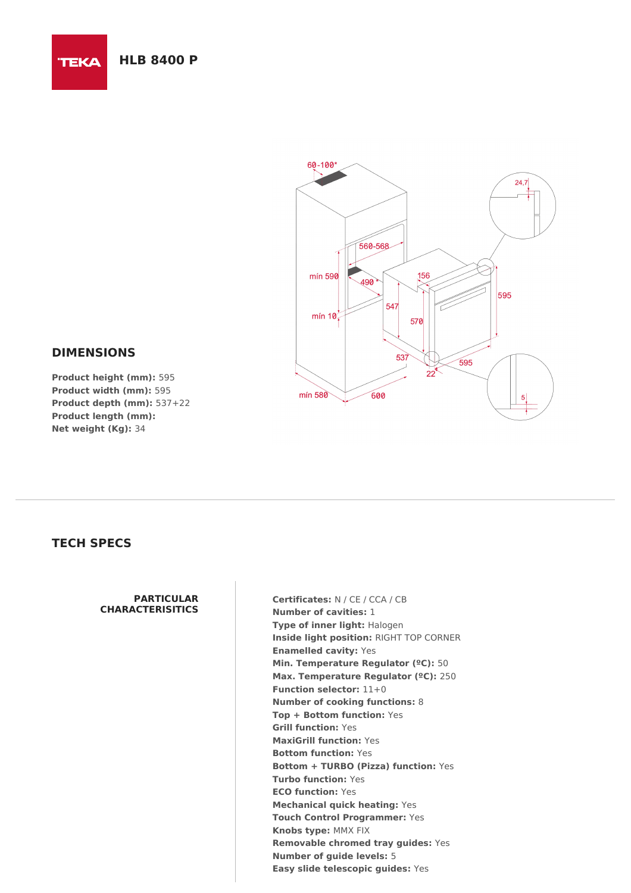# HLB 8400 P

## DIMENSIONS

**Product height (mm):** 595
**Product width (mm):** 595
**Product depth (mm):** 537+22
**Product length (mm):**
**Net weight (Kg):** 34

## TECH SPECS

### PARTICULAR CHARACTERISITICS

**Certificates:** N / CE / CCA / CB
**Number of cavities:** 1
**Type of inner light:** Halogen
**Inside light position:** RIGHT TOP CORNER
**Enamelled cavity:** Yes
**Min. Temperature Regulator (ºC):** 50
**Max. Temperature Regulator (ºC):** 250
**Function selector:** 11+0
**Number of cooking functions:** 8
**Top + Bottom function:** Yes
**Grill function:** Yes
**MaxiGrill function:** Yes
**Bottom function:** Yes
**Bottom + TURBO (Pizza) function:** Yes
**Turbo function:** Yes
**ECO function:** Yes
**Mechanical quick heating:** Yes
**Touch Control Programmer:** Yes
**Knobs type:** MMX FIX
**Removable chromed tray guides:** Yes
**Number of guide levels:** 5
**Easy slide telescopic guides:** Yes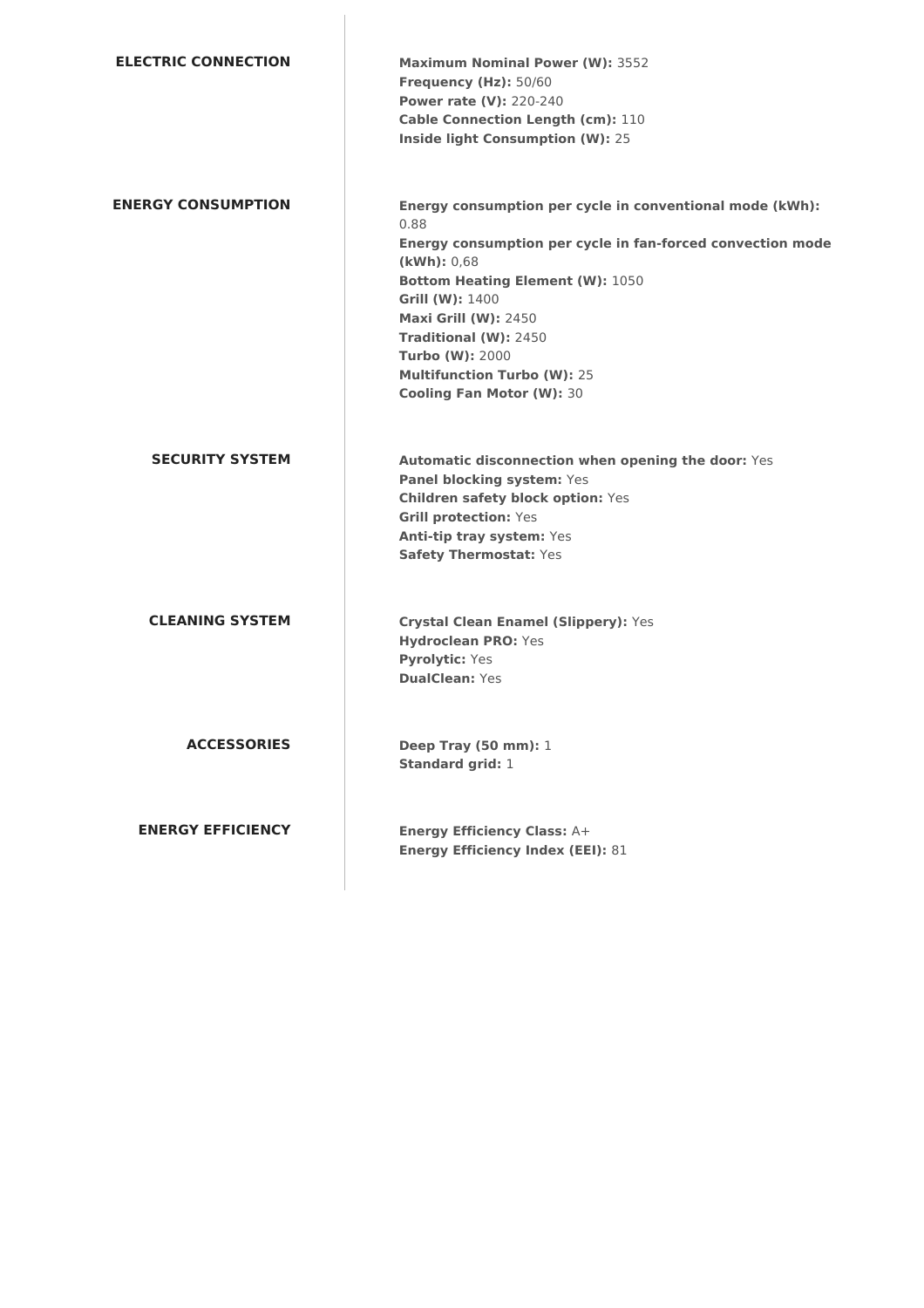## ELECTRIC CONNECTION

**Maximum Nominal Power (W):** 3552
**Frequency (Hz):** 50/60
**Power rate (V):** 220-240
**Cable Connection Length (cm):** 110
**Inside light Consumption (W):** 25

## ENERGY CONSUMPTION

**Energy consumption per cycle in conventional mode (kWh):** 0.88
**Energy consumption per cycle in fan-forced convection mode (kWh):** 0,68
**Bottom Heating Element (W):** 1050
**Grill (W):** 1400
**Maxi Grill (W):** 2450
**Traditional (W):** 2450
**Turbo (W):** 2000
**Multifunction Turbo (W):** 25
**Cooling Fan Motor (W):** 30

## SECURITY SYSTEM

**Automatic disconnection when opening the door:** Yes
**Panel blocking system:** Yes
**Children safety block option:** Yes
**Grill protection:** Yes
**Anti-tip tray system:** Yes
**Safety Thermostat:** Yes

## CLEANING SYSTEM

**Crystal Clean Enamel (Slippery):** Yes
**Hydroclean PRO:** Yes
**Pyrolytic:** Yes
**DualClean:** Yes

## ACCESSORIES

**Deep Tray (50 mm):** 1
**Standard grid:** 1

## ENERGY EFFICIENCY

**Energy Efficiency Class:** A+
**Energy Efficiency Index (EEI):** 81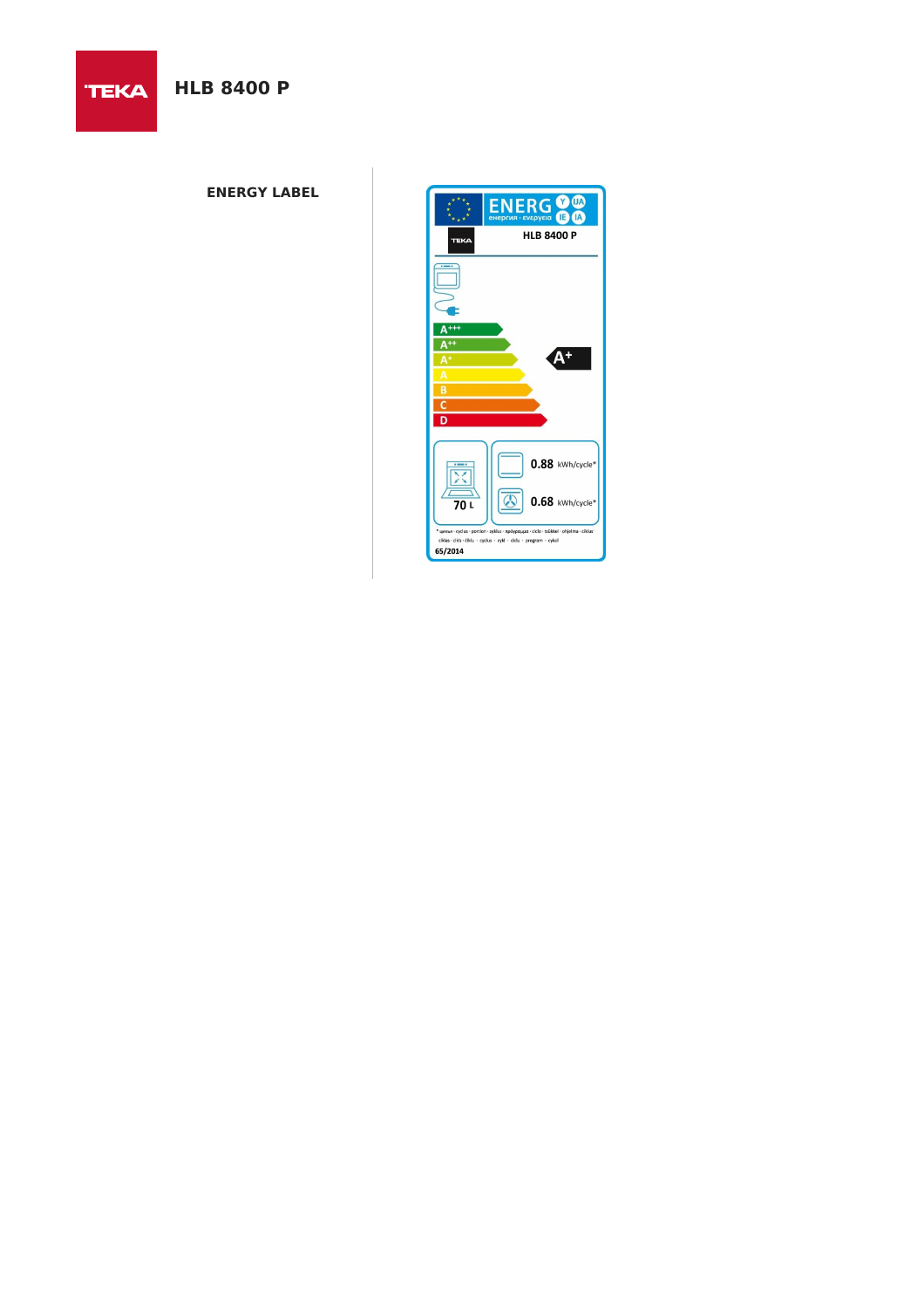# HLB 8400 P

**ENERGY LABEL**

ENERG
енергия · ενεργεια

TEKA

HLB 8400 P

A+++
A++
A+
A
B
C
D

A+

70 L

0.88 kWh/cycle*

0.68 kWh/cycle*

* цикъл · cyclus · portion · zyklus · τσρόγραμμα · ciclo · tsükkel · ohjelma · ciklus · ciklas · cikls · ċiklu · cyclus · cykl · ciclu · program · cykel

65/2014